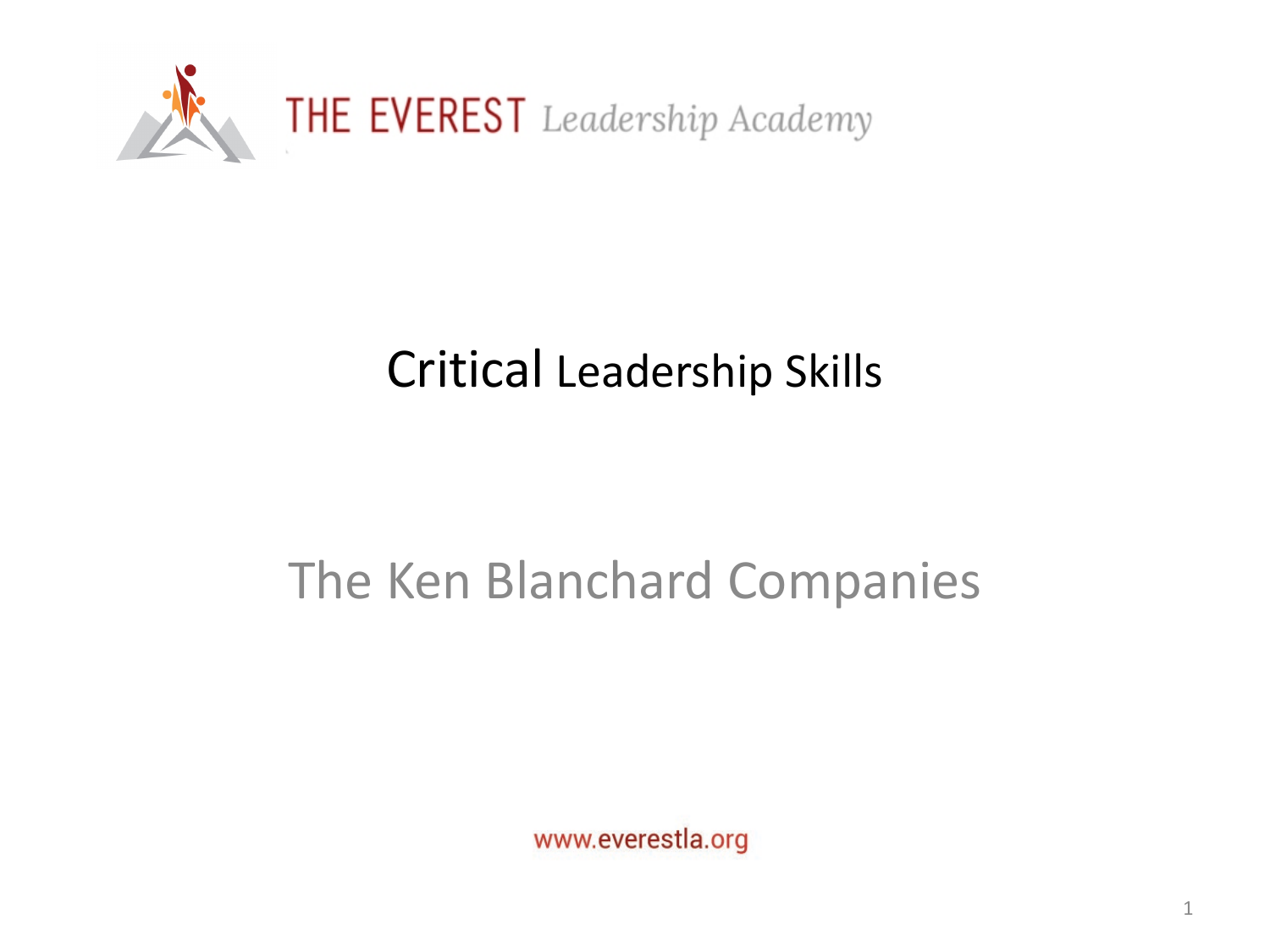THE EVEREST *Leadership Academy*

# Critical Leadership Skills

## The Ken Blanchard Companies

www.everestla.org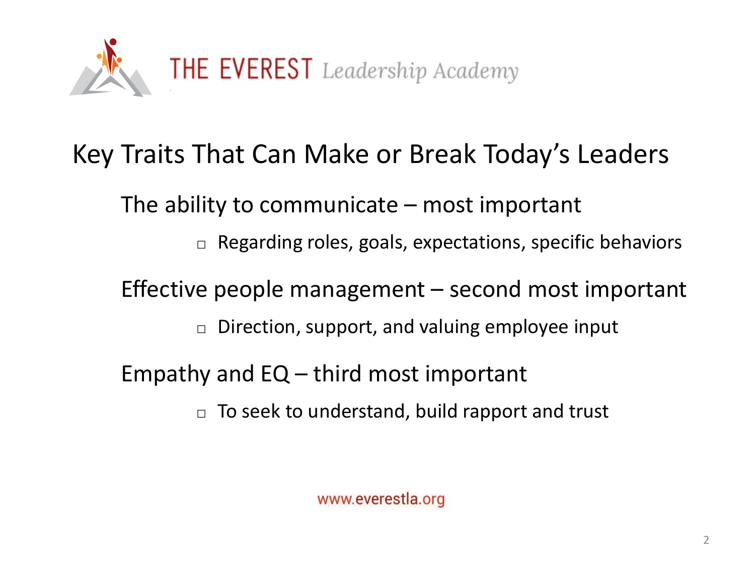THE EVEREST *Leadership Academy*

# Key Traits That Can Make or Break Today's Leaders

The ability to communicate – most important

- Regarding roles, goals, expectations, specific behaviors

Effective people management – second most important

- Direction, support, and valuing employee input

Empathy and EQ – third most important

- To seek to understand, build rapport and trust

www.everestla.org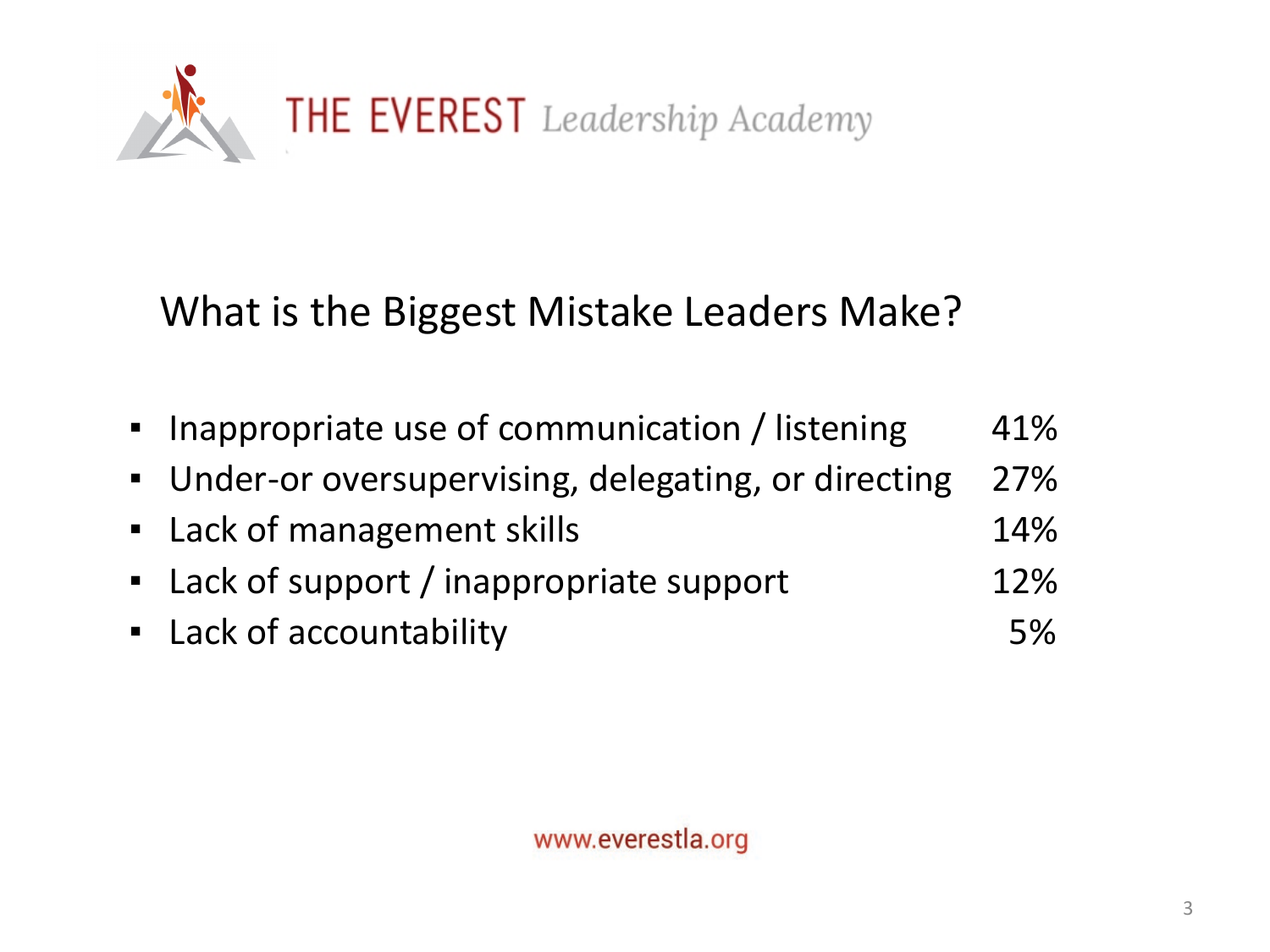THE EVEREST *Leadership Academy*

## What is the Biggest Mistake Leaders Make?

| Mistake | Percentage |
| --- | --- |
| Inappropriate use of communication / listening | 41% |
| Under-or oversupervising, delegating, or directing | 27% |
| Lack of management skills | 14% |
| Lack of support / inappropriate support | 12% |
| Lack of accountability | 5% |

www.everestla.org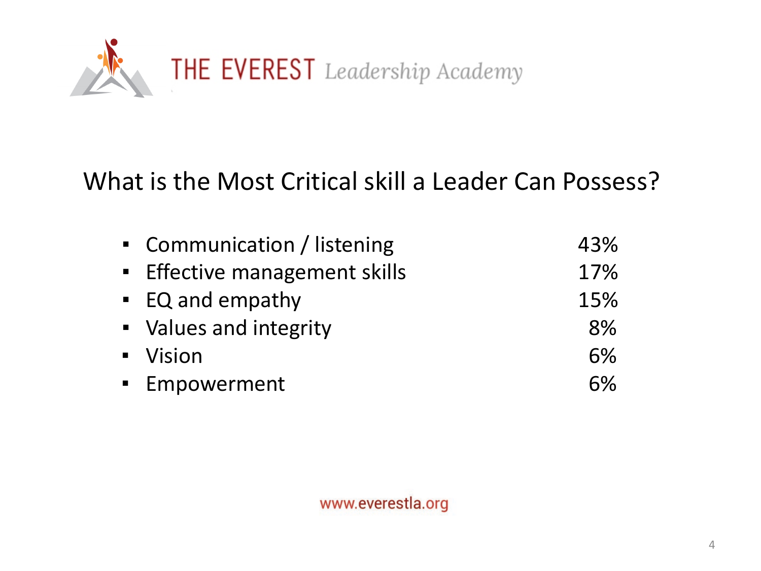THE EVEREST *Leadership Academy*

## What is the Most Critical skill a Leader Can Possess?

| Skill | Percentage |
| --- | --- |
| Communication / listening | 43% |
| Effective management skills | 17% |
| EQ and empathy | 15% |
| Values and integrity | 8% |
| Vision | 6% |
| Empowerment | 6% |

www.everestla.org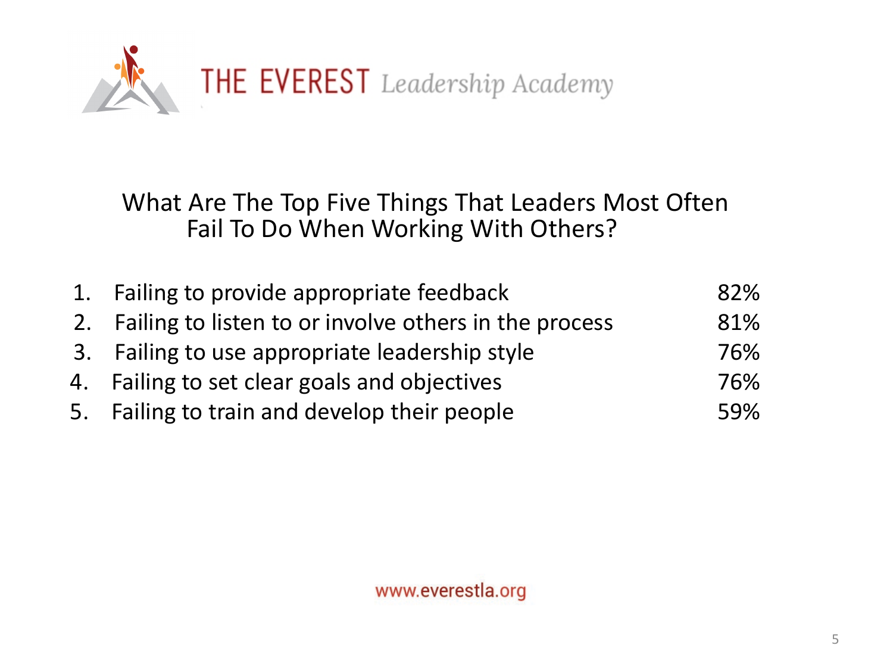THE EVEREST *Leadership Academy*

## What Are The Top Five Things That Leaders Most Often Fail To Do When Working With Others?

| | | |
|---|---|---|
| 1. | Failing to provide appropriate feedback | 82% |
| 2. | Failing to listen to or involve others in the process | 81% |
| 3. | Failing to use appropriate leadership style | 76% |
| 4. | Failing to set clear goals and objectives | 76% |
| 5. | Failing to train and develop their people | 59% |

www.everestla.org